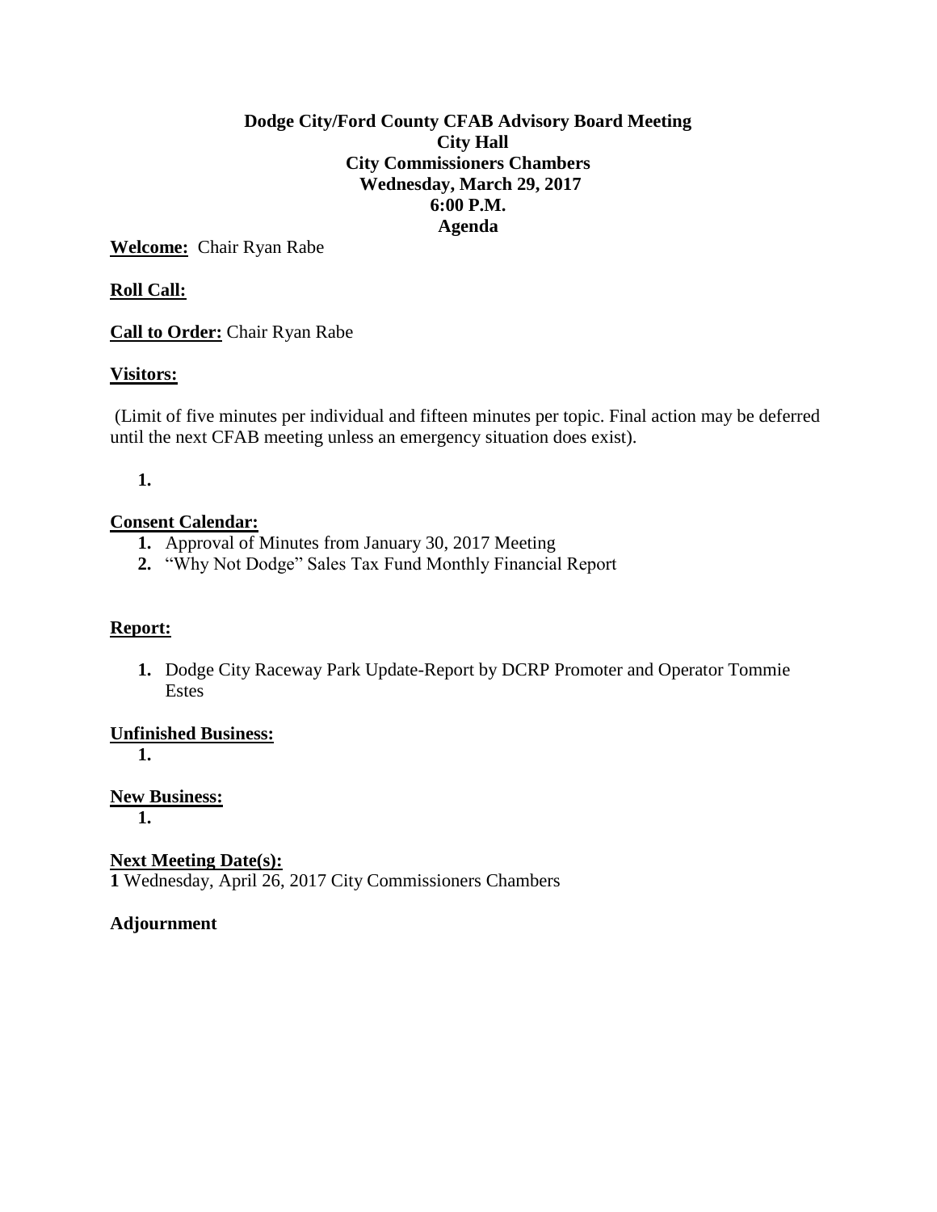**Dodge City/Ford County CFAB Advisory Board Meeting**
**City Hall**
**City Commissioners Chambers**
**Wednesday, March 29, 2017**
**6:00 P.M.**
**Agenda**

**Welcome:** Chair Ryan Rabe

**Roll Call:**

**Call to Order:** Chair Ryan Rabe

**Visitors:**

(Limit of five minutes per individual and fifteen minutes per topic. Final action may be deferred until the next CFAB meeting unless an emergency situation does exist).

**1.**

**Consent Calendar:**

1. Approval of Minutes from January 30, 2017 Meeting
2. "Why Not Dodge" Sales Tax Fund Monthly Financial Report

**Report:**

1. Dodge City Raceway Park Update-Report by DCRP Promoter and Operator Tommie Estes

**Unfinished Business:**

**1.**

**New Business:**

**1.**

**Next Meeting Date(s):**

**1** Wednesday, April 26, 2017 City Commissioners Chambers

**Adjournment**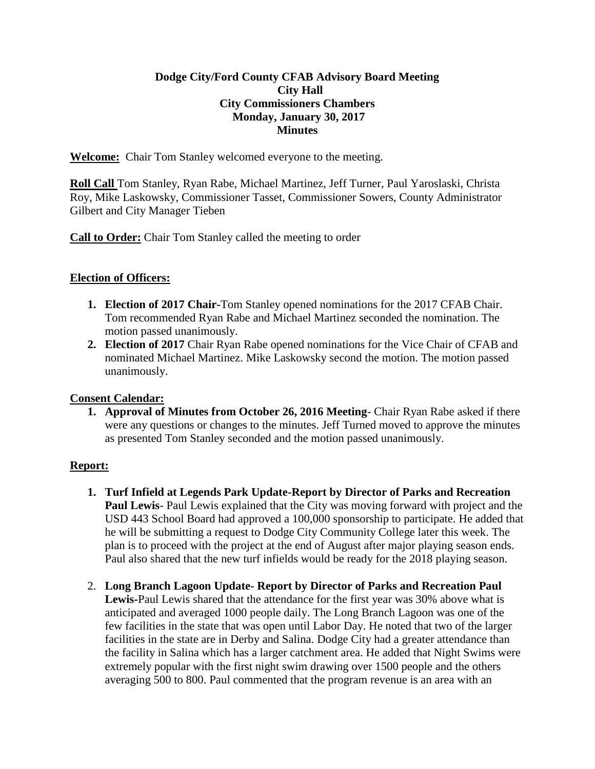**Dodge City/Ford County CFAB Advisory Board Meeting**
**City Hall**
**City Commissioners Chambers**
**Monday, January 30, 2017**
**Minutes**

**Welcome:** Chair Tom Stanley welcomed everyone to the meeting.

**Roll Call** Tom Stanley, Ryan Rabe, Michael Martinez, Jeff Turner, Paul Yaroslaski, Christa Roy, Mike Laskowsky, Commissioner Tasset, Commissioner Sowers, County Administrator Gilbert and City Manager Tieben

**Call to Order:** Chair Tom Stanley called the meeting to order

**Election of Officers:**

1. **Election of 2017 Chair-**Tom Stanley opened nominations for the 2017 CFAB Chair. Tom recommended Ryan Rabe and Michael Martinez seconded the nomination. The motion passed unanimously.
2. **Election of 2017** Chair Ryan Rabe opened nominations for the Vice Chair of CFAB and nominated Michael Martinez. Mike Laskowsky second the motion. The motion passed unanimously.

**Consent Calendar:**

1. **Approval of Minutes from October 26, 2016 Meeting**- Chair Ryan Rabe asked if there were any questions or changes to the minutes. Jeff Turned moved to approve the minutes as presented Tom Stanley seconded and the motion passed unanimously.

**Report:**

1. **Turf Infield at Legends Park Update-Report by Director of Parks and Recreation Paul Lewis**- Paul Lewis explained that the City was moving forward with project and the USD 443 School Board had approved a 100,000 sponsorship to participate. He added that he will be submitting a request to Dodge City Community College later this week. The plan is to proceed with the project at the end of August after major playing season ends. Paul also shared that the new turf infields would be ready for the 2018 playing season.

2. **Long Branch Lagoon Update- Report by Director of Parks and Recreation Paul Lewis-**Paul Lewis shared that the attendance for the first year was 30% above what is anticipated and averaged 1000 people daily. The Long Branch Lagoon was one of the few facilities in the state that was open until Labor Day. He noted that two of the larger facilities in the state are in Derby and Salina. Dodge City had a greater attendance than the facility in Salina which has a larger catchment area. He added that Night Swims were extremely popular with the first night swim drawing over 1500 people and the others averaging 500 to 800. Paul commented that the program revenue is an area with an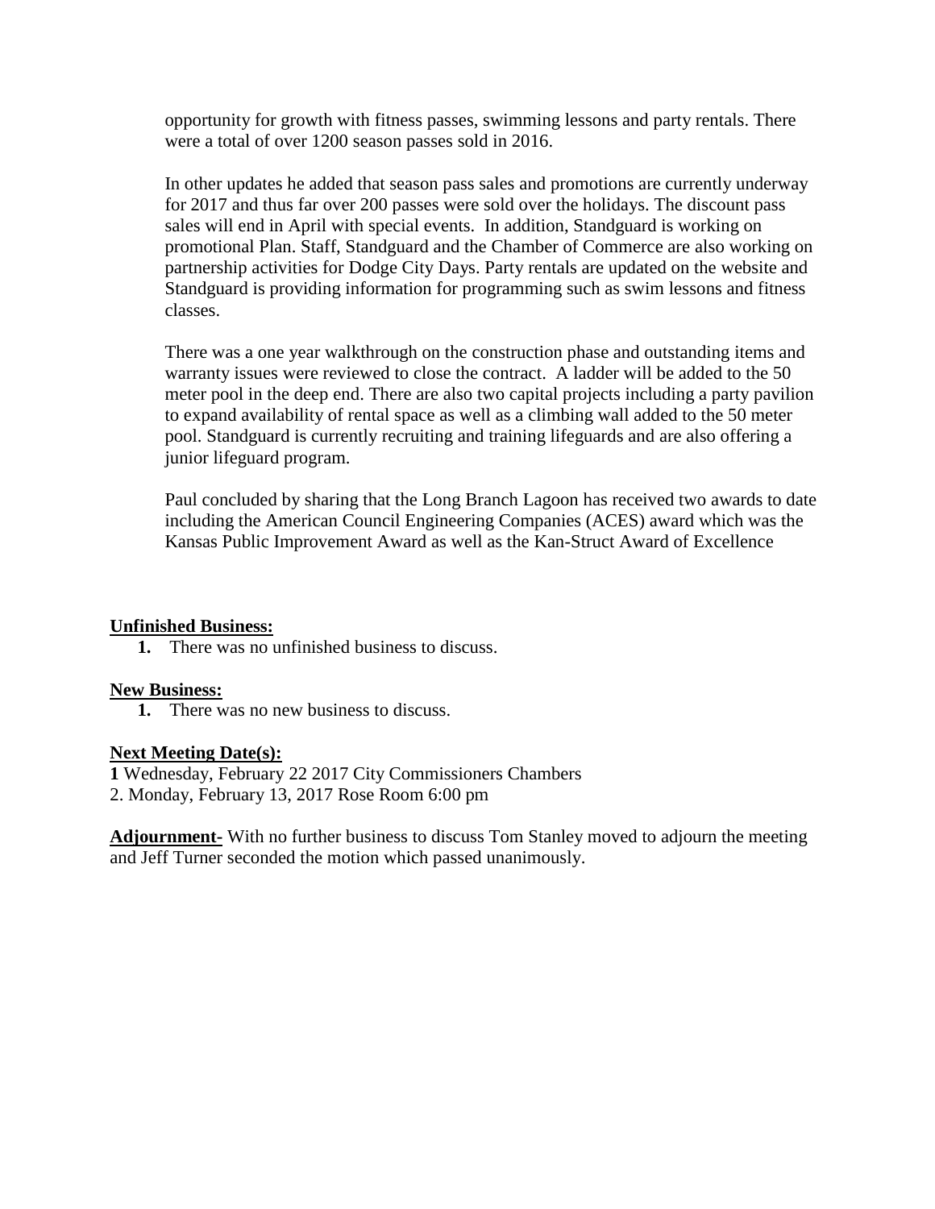opportunity for growth with fitness passes, swimming lessons and party rentals. There were a total of over 1200 season passes sold in 2016.

In other updates he added that season pass sales and promotions are currently underway for 2017 and thus far over 200 passes were sold over the holidays. The discount pass sales will end in April with special events. In addition, Standguard is working on promotional Plan. Staff, Standguard and the Chamber of Commerce are also working on partnership activities for Dodge City Days. Party rentals are updated on the website and Standguard is providing information for programming such as swim lessons and fitness classes.

There was a one year walkthrough on the construction phase and outstanding items and warranty issues were reviewed to close the contract. A ladder will be added to the 50 meter pool in the deep end. There are also two capital projects including a party pavilion to expand availability of rental space as well as a climbing wall added to the 50 meter pool. Standguard is currently recruiting and training lifeguards and are also offering a junior lifeguard program.

Paul concluded by sharing that the Long Branch Lagoon has received two awards to date including the American Council Engineering Companies (ACES) award which was the Kansas Public Improvement Award as well as the Kan-Struct Award of Excellence

**Unfinished Business:**

1. There was no unfinished business to discuss.

**New Business:**

1. There was no new business to discuss.

**Next Meeting Date(s):**

**1** Wednesday, February 22 2017 City Commissioners Chambers
2. Monday, February 13, 2017 Rose Room 6:00 pm

**Adjournment-** With no further business to discuss Tom Stanley moved to adjourn the meeting and Jeff Turner seconded the motion which passed unanimously.